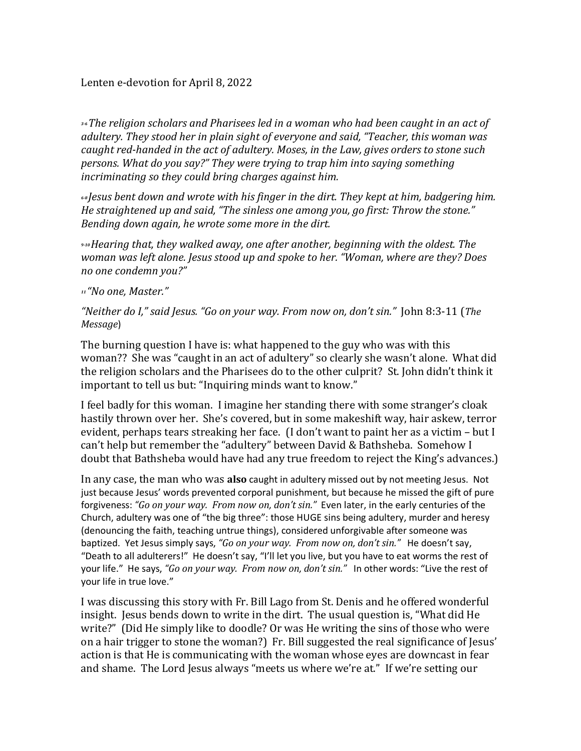Lenten e-devotion for April 8, 2022

*3-6 The religion scholars and Pharisees led in a woman who had been caught in an act of adultery. They stood her in plain sight of everyone and said, "Teacher, this woman was caught red-handed in the act of adultery. Moses, in the Law, gives orders to stone such persons. What do you say?" They were trying to trap him into saying something incriminating so they could bring charges against him.*

*6-8 Jesus bent down and wrote with his finger in the dirt. They kept at him, badgering him. He straightened up and said, "The sinless one among you, go first: Throw the stone." Bending down again, he wrote some more in the dirt.*

*9-10 Hearing that, they walked away, one after another, beginning with the oldest. The woman was left alone. Jesus stood up and spoke to her. "Woman, where are they? Does no one condemn you?"*

*11 "No one, Master."*

*"Neither do I," said Jesus. "Go on your way. From now on, don't sin."* John 8:3-11 (*The Message*)

The burning question I have is: what happened to the guy who was with this woman?? She was "caught in an act of adultery" so clearly she wasn't alone. What did the religion scholars and the Pharisees do to the other culprit? St. John didn't think it important to tell us but: "Inquiring minds want to know."

I feel badly for this woman. I imagine her standing there with some stranger's cloak hastily thrown over her. She's covered, but in some makeshift way, hair askew, terror evident, perhaps tears streaking her face. (I don't want to paint her as a victim – but I can't help but remember the "adultery" between David & Bathsheba. Somehow I doubt that Bathsheba would have had any true freedom to reject the King's advances.)

In any case, the man who was **also** caught in adultery missed out by not meeting Jesus. Not just because Jesus' words prevented corporal punishment, but because he missed the gift of pure forgiveness: *"Go on your way. From now on, don't sin."* Even later, in the early centuries of the Church, adultery was one of "the big three": those HUGE sins being adultery, murder and heresy (denouncing the faith, teaching untrue things), considered unforgivable after someone was baptized. Yet Jesus simply says, *"Go on your way. From now on, don't sin."* He doesn't say, "Death to all adulterers!" He doesn't say, "I'll let you live, but you have to eat worms the rest of your life." He says, *"Go on your way. From now on, don't sin."* In other words: "Live the rest of your life in true love."

I was discussing this story with Fr. Bill Lago from St. Denis and he offered wonderful insight. Jesus bends down to write in the dirt. The usual question is, "What did He write?" (Did He simply like to doodle? Or was He writing the sins of those who were on a hair trigger to stone the woman?) Fr. Bill suggested the real significance of Jesus' action is that He is communicating with the woman whose eyes are downcast in fear and shame. The Lord Jesus always "meets us where we're at." If we're setting our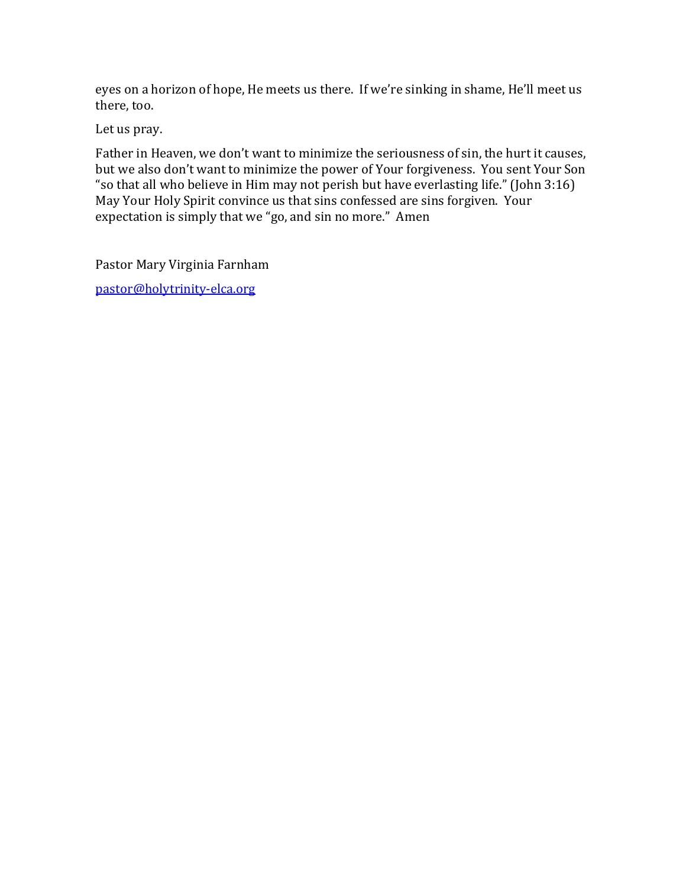eyes on a horizon of hope, He meets us there. If we're sinking in shame, He'll meet us there, too.

Let us pray.

Father in Heaven, we don't want to minimize the seriousness of sin, the hurt it causes, but we also don't want to minimize the power of Your forgiveness. You sent Your Son "so that all who believe in Him may not perish but have everlasting life." (John 3:16) May Your Holy Spirit convince us that sins confessed are sins forgiven. Your expectation is simply that we "go, and sin no more." Amen

Pastor Mary Virginia Farnham

pastor@holytrinity-elca.org